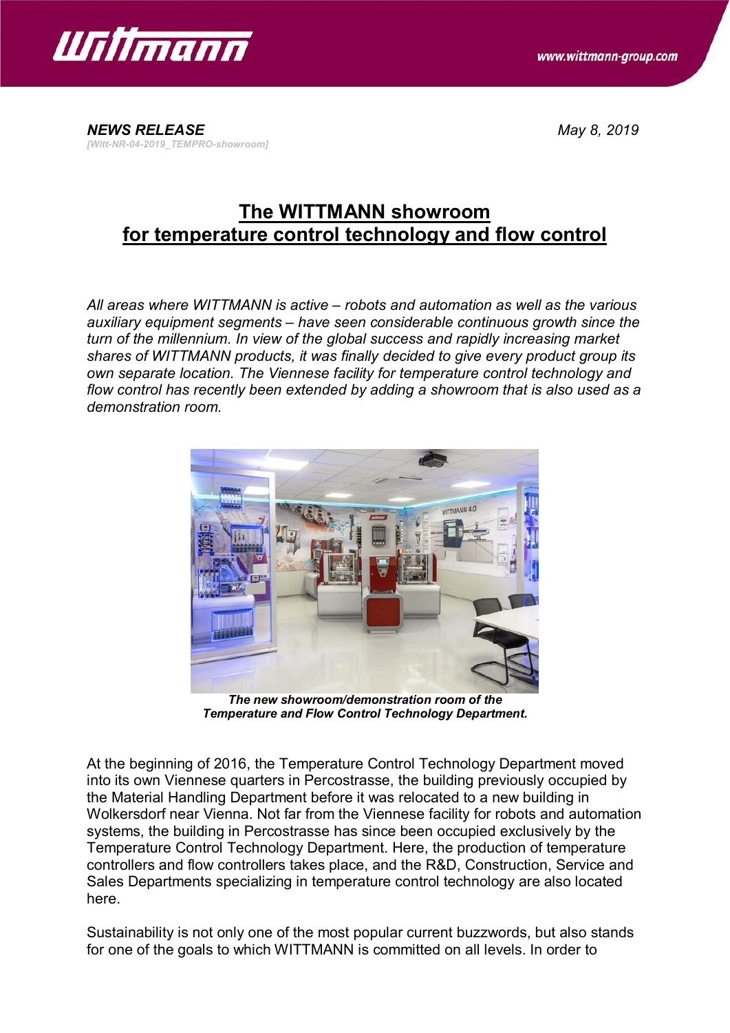***NEWS RELEASE*** *May 8, 2019*

*[Witt-NR-04-2019_TEMPRO-showroom]*

# The WITTMANN showroom for temperature control technology and flow control

*All areas where WITTMANN is active – robots and automation as well as the various auxiliary equipment segments – have seen considerable continuous growth since the turn of the millennium. In view of the global success and rapidly increasing market shares of WITTMANN products, it was finally decided to give every product group its own separate location. The Viennese facility for temperature control technology and flow control has recently been extended by adding a showroom that is also used as a demonstration room.*

***The new showroom/demonstration room of the Temperature and Flow Control Technology Department.***

At the beginning of 2016, the Temperature Control Technology Department moved into its own Viennese quarters in Percostrasse, the building previously occupied by the Material Handling Department before it was relocated to a new building in Wolkersdorf near Vienna. Not far from the Viennese facility for robots and automation systems, the building in Percostrasse has since been occupied exclusively by the Temperature Control Technology Department. Here, the production of temperature controllers and flow controllers takes place, and the R&D, Construction, Service and Sales Departments specializing in temperature control technology are also located here.

Sustainability is not only one of the most popular current buzzwords, but also stands for one of the goals to which WITTMANN is committed on all levels. In order to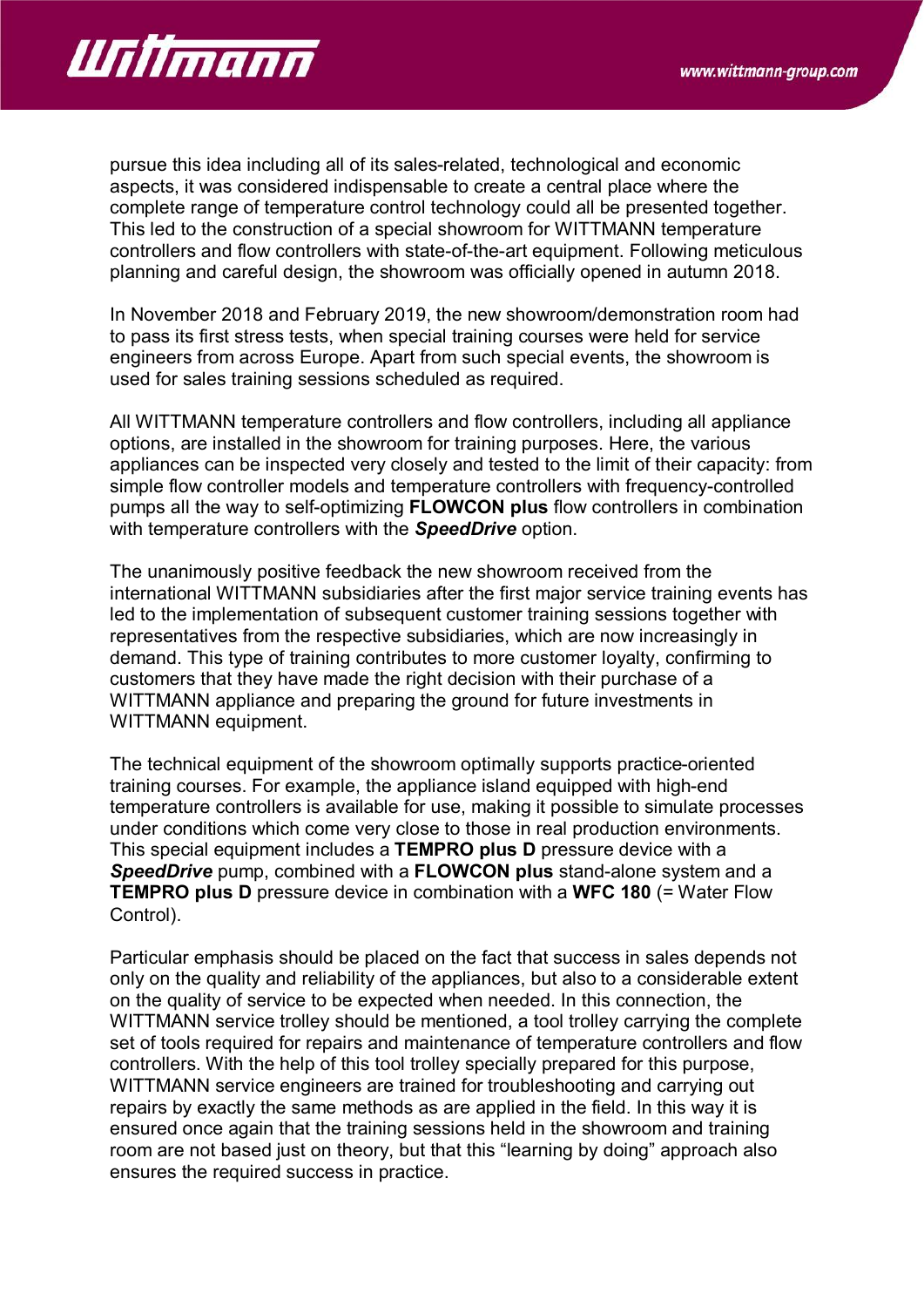pursue this idea including all of its sales-related, technological and economic aspects, it was considered indispensable to create a central place where the complete range of temperature control technology could all be presented together. This led to the construction of a special showroom for WITTMANN temperature controllers and flow controllers with state-of-the-art equipment. Following meticulous planning and careful design, the showroom was officially opened in autumn 2018.

In November 2018 and February 2019, the new showroom/demonstration room had to pass its first stress tests, when special training courses were held for service engineers from across Europe. Apart from such special events, the showroom is used for sales training sessions scheduled as required.

All WITTMANN temperature controllers and flow controllers, including all appliance options, are installed in the showroom for training purposes. Here, the various appliances can be inspected very closely and tested to the limit of their capacity: from simple flow controller models and temperature controllers with frequency-controlled pumps all the way to self-optimizing **FLOWCON plus** flow controllers in combination with temperature controllers with the ***SpeedDrive*** option.

The unanimously positive feedback the new showroom received from the international WITTMANN subsidiaries after the first major service training events has led to the implementation of subsequent customer training sessions together with representatives from the respective subsidiaries, which are now increasingly in demand. This type of training contributes to more customer loyalty, confirming to customers that they have made the right decision with their purchase of a WITTMANN appliance and preparing the ground for future investments in WITTMANN equipment.

The technical equipment of the showroom optimally supports practice-oriented training courses. For example, the appliance island equipped with high-end temperature controllers is available for use, making it possible to simulate processes under conditions which come very close to those in real production environments. This special equipment includes a **TEMPRO plus D** pressure device with a ***SpeedDrive*** pump, combined with a **FLOWCON plus** stand-alone system and a **TEMPRO plus D** pressure device in combination with a **WFC 180** (= Water Flow Control).

Particular emphasis should be placed on the fact that success in sales depends not only on the quality and reliability of the appliances, but also to a considerable extent on the quality of service to be expected when needed. In this connection, the WITTMANN service trolley should be mentioned, a tool trolley carrying the complete set of tools required for repairs and maintenance of temperature controllers and flow controllers. With the help of this tool trolley specially prepared for this purpose, WITTMANN service engineers are trained for troubleshooting and carrying out repairs by exactly the same methods as are applied in the field. In this way it is ensured once again that the training sessions held in the showroom and training room are not based just on theory, but that this "learning by doing" approach also ensures the required success in practice.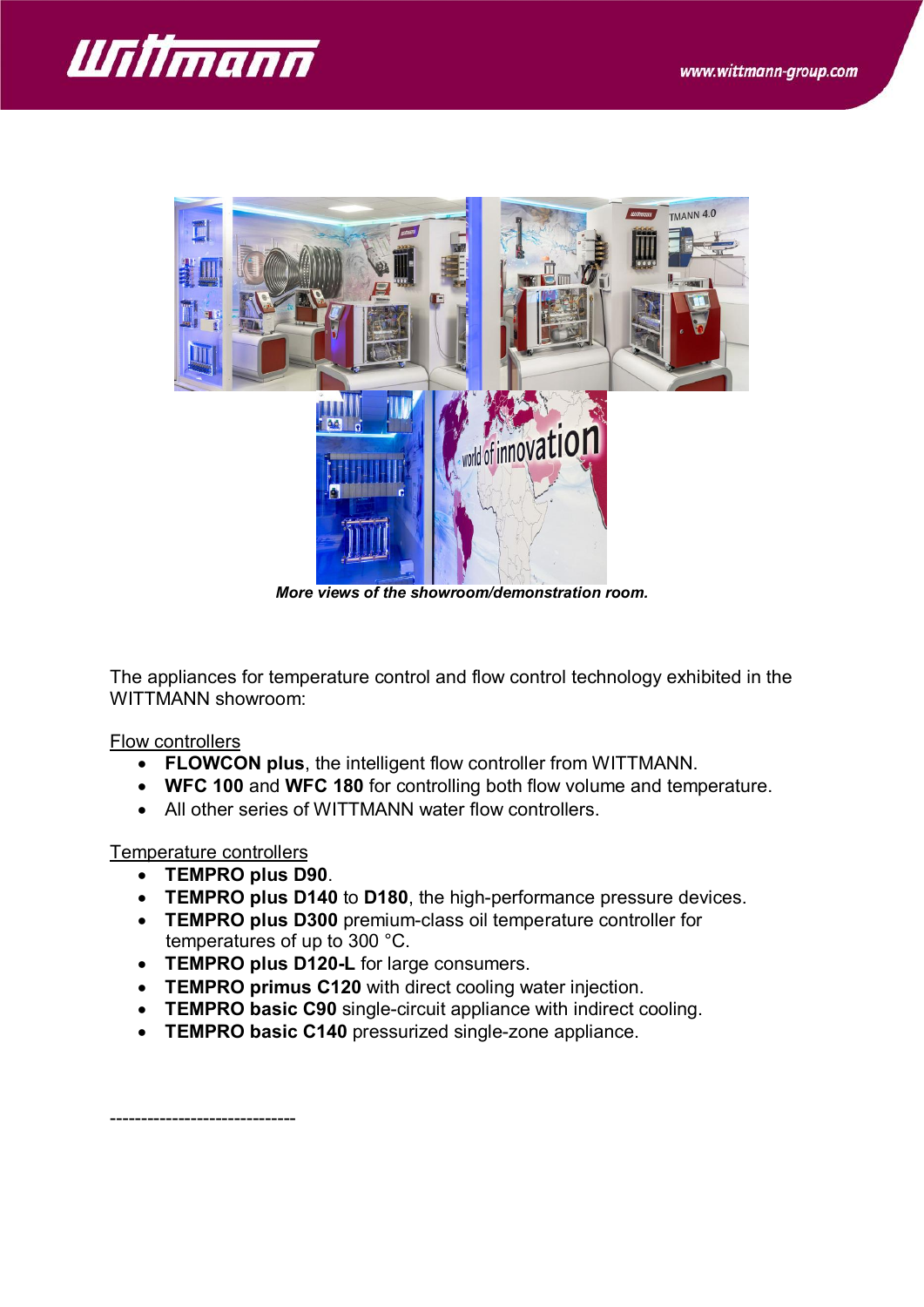*More views of the showroom/demonstration room.*

The appliances for temperature control and flow control technology exhibited in the WITTMANN showroom:

Flow controllers

- **FLOWCON plus**, the intelligent flow controller from WITTMANN.
- **WFC 100** and **WFC 180** for controlling both flow volume and temperature.
- All other series of WITTMANN water flow controllers.

Temperature controllers

- **TEMPRO plus D90**.
- **TEMPRO plus D140** to **D180**, the high-performance pressure devices.
- **TEMPRO plus D300** premium-class oil temperature controller for temperatures of up to 300 °C.
- **TEMPRO plus D120-L** for large consumers.
- **TEMPRO primus C120** with direct cooling water injection.
- **TEMPRO basic C90** single-circuit appliance with indirect cooling.
- **TEMPRO basic C140** pressurized single-zone appliance.

------------------------------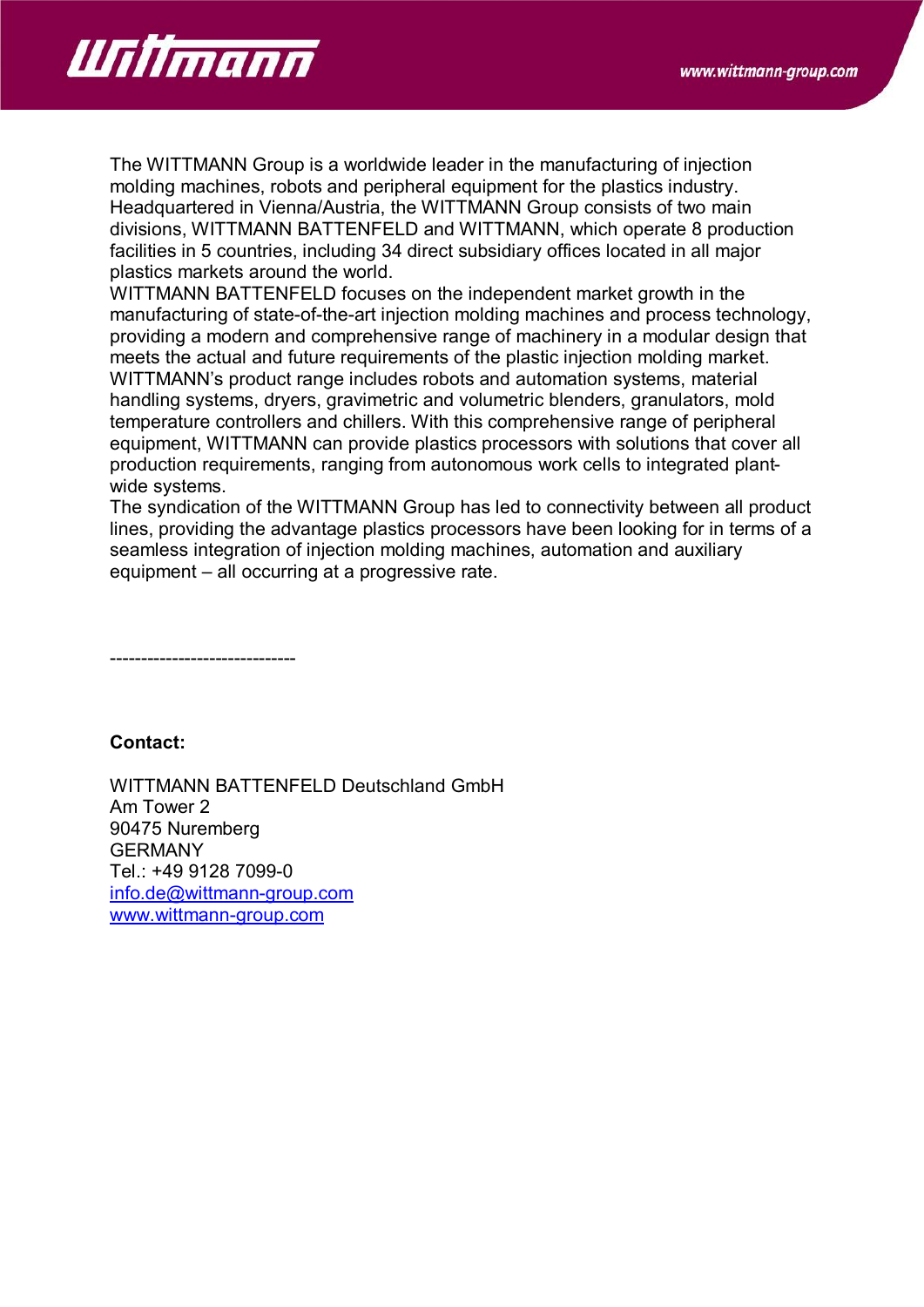The WITTMANN Group is a worldwide leader in the manufacturing of injection molding machines, robots and peripheral equipment for the plastics industry. Headquartered in Vienna/Austria, the WITTMANN Group consists of two main divisions, WITTMANN BATTENFELD and WITTMANN, which operate 8 production facilities in 5 countries, including 34 direct subsidiary offices located in all major plastics markets around the world.
WITTMANN BATTENFELD focuses on the independent market growth in the manufacturing of state-of-the-art injection molding machines and process technology, providing a modern and comprehensive range of machinery in a modular design that meets the actual and future requirements of the plastic injection molding market.
WITTMANN's product range includes robots and automation systems, material handling systems, dryers, gravimetric and volumetric blenders, granulators, mold temperature controllers and chillers. With this comprehensive range of peripheral equipment, WITTMANN can provide plastics processors with solutions that cover all production requirements, ranging from autonomous work cells to integrated plant-wide systems.
The syndication of the WITTMANN Group has led to connectivity between all product lines, providing the advantage plastics processors have been looking for in terms of a seamless integration of injection molding machines, automation and auxiliary equipment – all occurring at a progressive rate.

-----------------------------

**Contact:**

WITTMANN BATTENFELD Deutschland GmbH
Am Tower 2
90475 Nuremberg
GERMANY
Tel.: +49 9128 7099-0
info.de@wittmann-group.com
www.wittmann-group.com